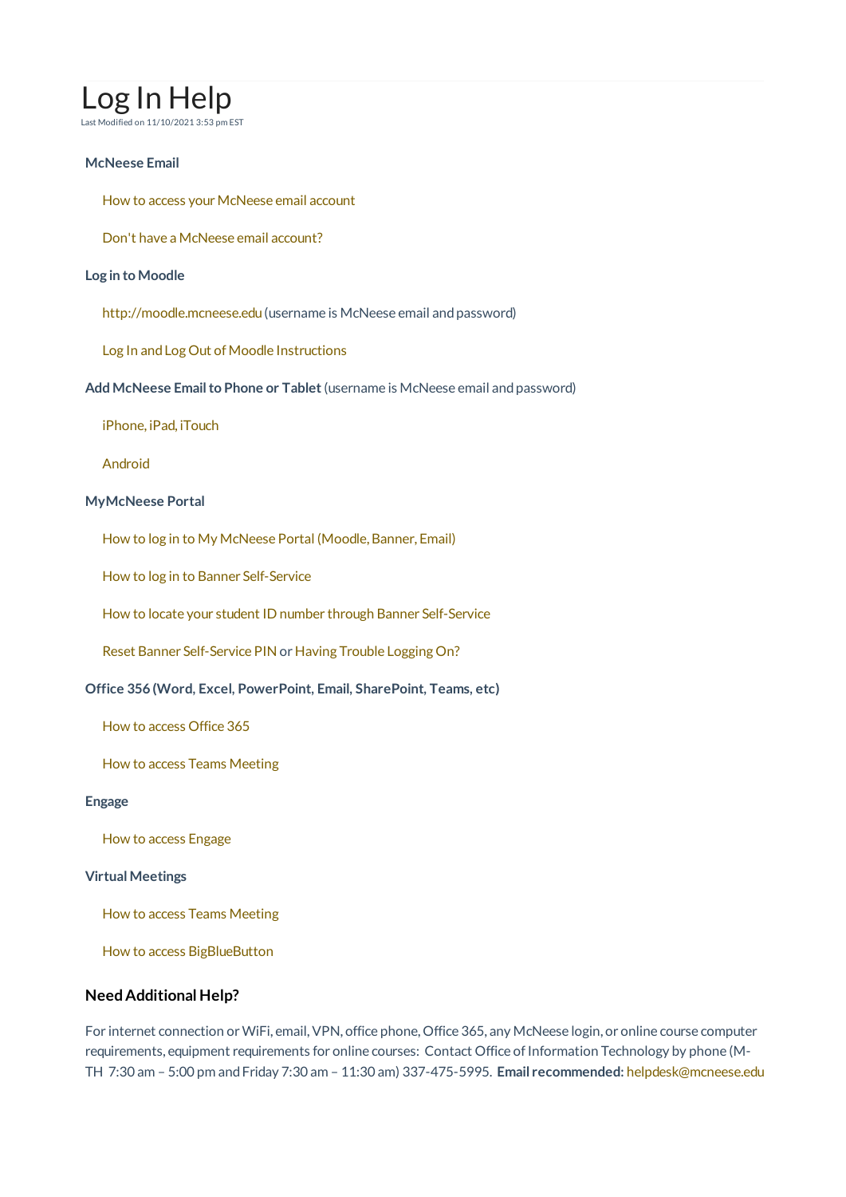# Log In Help

Last Modified on 11/10/2021 3:53 pm EST

**McNeese Email**

How to access your McNeese email account

Don't have a McNeese email account?

**Log in to Moodle**

http://moodle.mcneese.edu (username is McNeese email and password)

Log In and Log Out of Moodle Instructions

**Add McNeese Email to Phone or Tablet** (username is McNeese email and password)

iPhone, iPad, iTouch

Android

**MyMcNeese Portal**

How to log in to My McNeese Portal (Moodle, Banner, Email)

How to log in to Banner Self-Service

How to locate your student ID number through Banner Self-Service

Reset Banner Self-Service PIN or Having Trouble Logging On?

**Office 356 (Word, Excel, PowerPoint, Email, SharePoint, Teams, etc)**

How to access Office 365

How to access Teams Meeting

**Engage**

How to access Engage

**Virtual Meetings**

How to access Teams Meeting

How to access BigBlueButton

## Need Additional Help?

For internet connection or WiFi, email, VPN, office phone, Office 365, any McNeese login, or online course computer requirements, equipment requirements for online courses: Contact Office of Information Technology by phone (M-TH 7:30 am – 5:00 pm and Friday 7:30 am – 11:30 am) 337-475-5995. **Email recommended:** helpdesk@mcneese.edu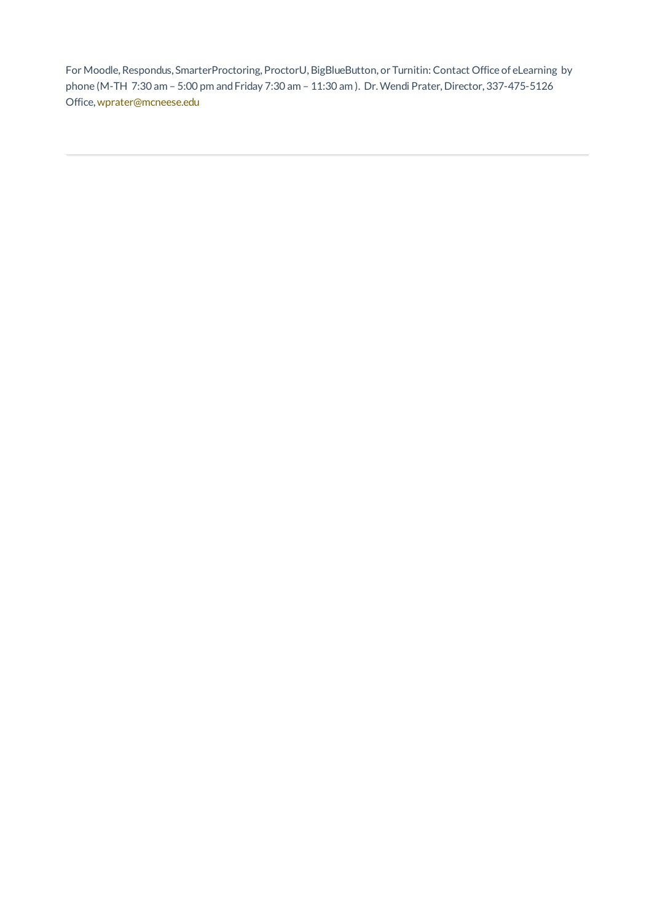For Moodle, Respondus, SmarterProctoring, ProctorU, BigBlueButton, or Turnitin: Contact Office of eLearning by phone (M-TH 7:30 am – 5:00 pm and Friday 7:30 am – 11:30 am ). Dr. Wendi Prater, Director, 337-475-5126 Office, wprater@mcneese.edu

---